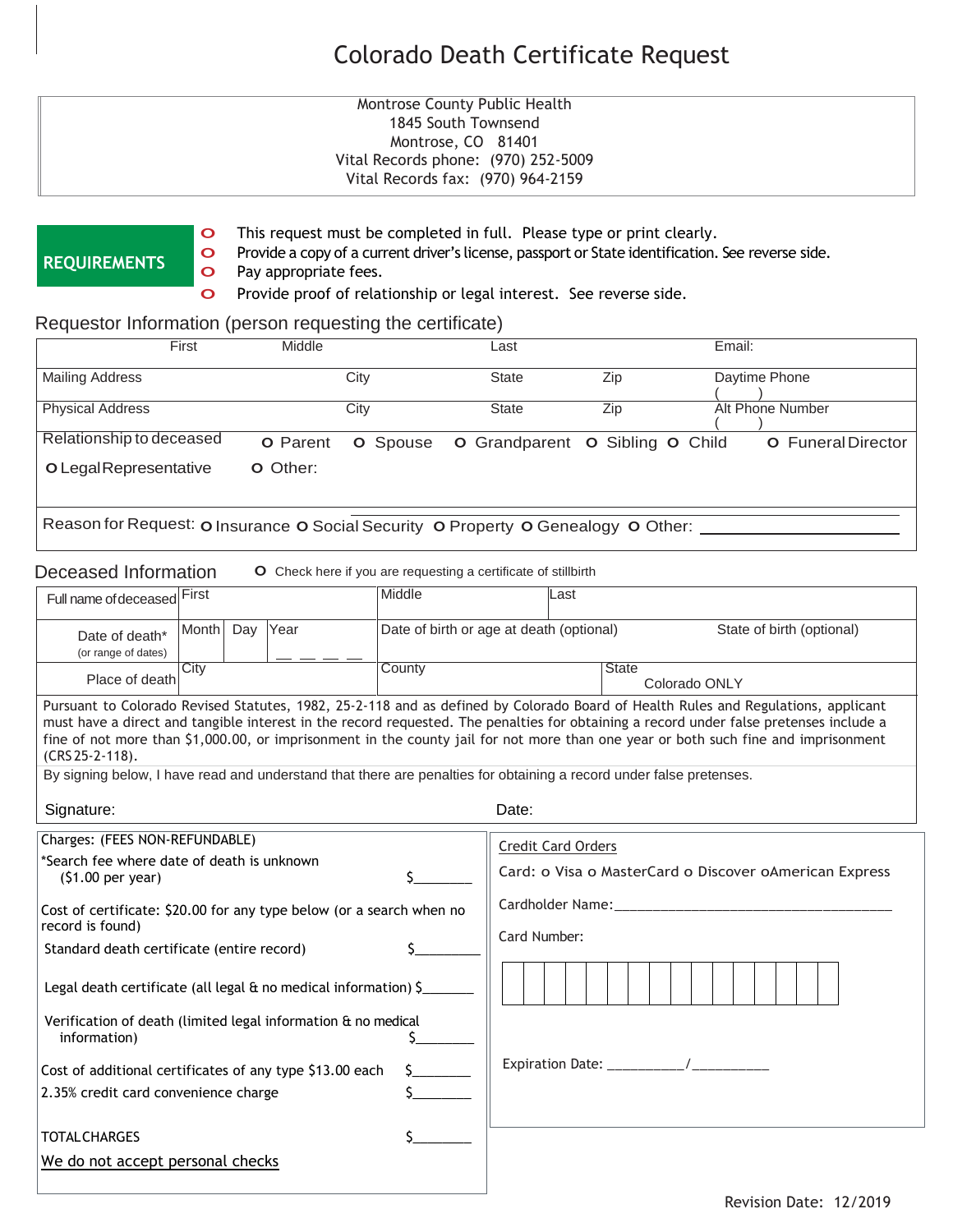# Colorado Death Certificate Request

Montrose County Public Health
1845 South Townsend
Montrose, CO 81401
Vital Records phone: (970) 252-5009
Vital Records fax: (970) 964-2159

**REQUIREMENTS**

- This request must be completed in full. Please type or print clearly.
- Provide a copy of a current driver's license, passport or State identification. See reverse side.
- Pay appropriate fees.
- Provide proof of relationship or legal interest. See reverse side.

## Requestor Information (person requesting the certificate)

| First | Middle | Last | | Email: |
|---|---|---|---|---|
| Mailing Address | City | State | Zip | Daytime Phone ( ) |
| Physical Address | City | State | Zip | Alt Phone Number ( ) |

Relationship to deceased: O Parent O Spouse O Grandparent O Sibling O Child O Funeral Director O Legal Representative O Other:

Reason for Request: O Insurance O Social Security O Property O Genealogy O Other: ____________________

## Deceased Information

O Check here if you are requesting a certificate of stillbirth

| Full name of deceased | First | Middle | Last |
|---|---|---|---|
| Date of death* (or range of dates) | Month / Day / Year _ _ _ _ | Date of birth or age at death (optional) | State of birth (optional) |
| Place of death | City | County | State: Colorado ONLY |

Pursuant to Colorado Revised Statutes, 1982, 25-2-118 and as defined by Colorado Board of Health Rules and Regulations, applicant must have a direct and tangible interest in the record requested. The penalties for obtaining a record under false pretenses include a fine of not more than $1,000.00, or imprisonment in the county jail for not more than one year or both such fine and imprisonment (CRS 25-2-118).

By signing below, I have read and understand that there are penalties for obtaining a record under false pretenses.

Signature: Date:

**Charges: (FEES NON-REFUNDABLE)**

*Search fee where date of death is unknown ($1.00 per year) $________

Cost of certificate: $20.00 for any type below (or a search when no record is found)

Standard death certificate (entire record) $________

Legal death certificate (all legal & no medical information) $________

Verification of death (limited legal information & no medical information) $________

Cost of additional certificates of any type $13.00 each $________

2.35% credit card convenience charge $________

TOTAL CHARGES $________

We do not accept personal checks

**Credit Card Orders**

Card: o Visa o MasterCard o Discover o American Express

Cardholder Name: ____________________________________

Card Number:

| | | | | | | | | | | | | | | | |
|---|---|---|---|---|---|---|---|---|---|---|---|---|---|---|---|

Expiration Date: __________/__________

Revision Date: 12/2019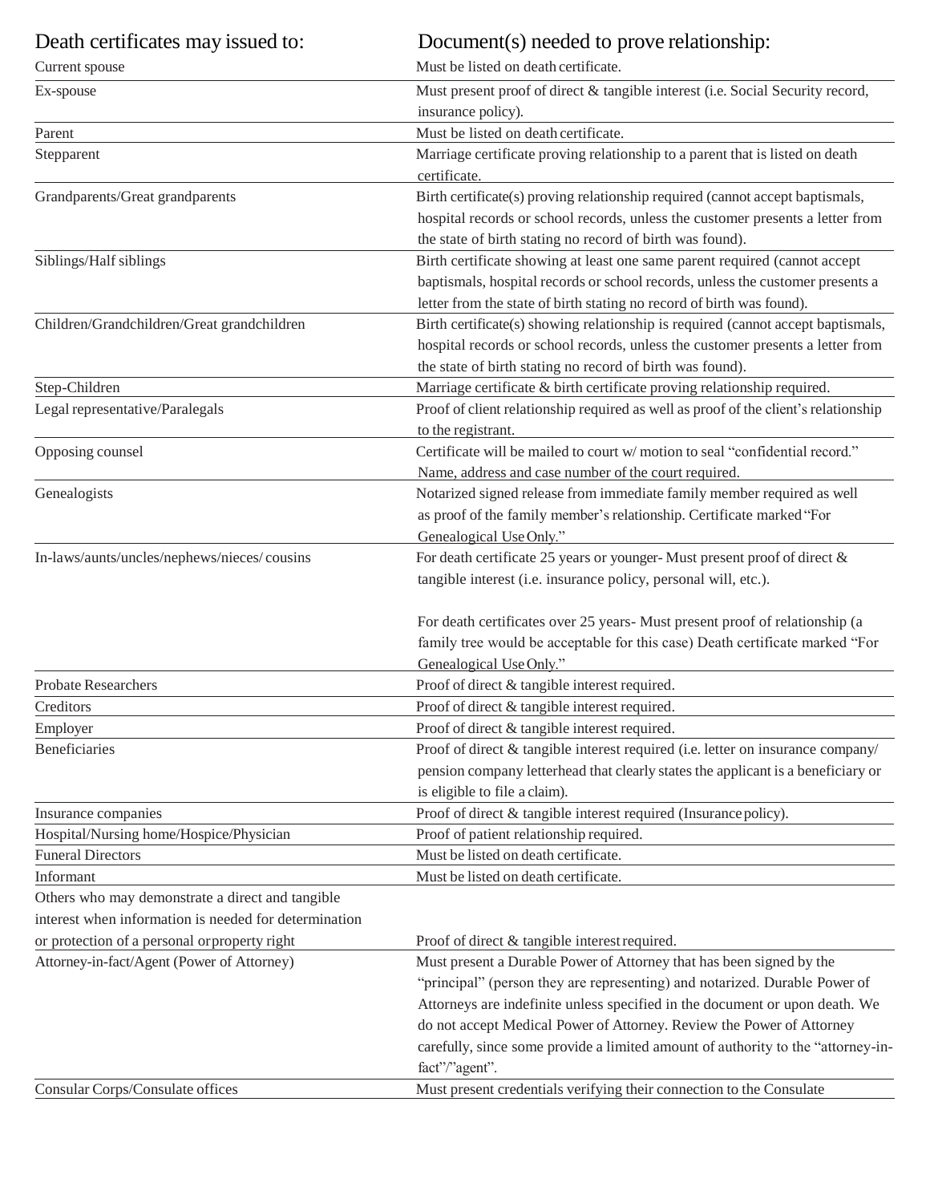| Death certificates may issued to: | Document(s) needed to prove relationship: |
|---|---|
| Current spouse | Must be listed on death certificate. |
| Ex-spouse | Must present proof of direct & tangible interest (i.e. Social Security record, insurance policy). |
| Parent | Must be listed on death certificate. |
| Stepparent | Marriage certificate proving relationship to a parent that is listed on death certificate. |
| Grandparents/Great grandparents | Birth certificate(s) proving relationship required (cannot accept baptismals, hospital records or school records, unless the customer presents a letter from the state of birth stating no record of birth was found). |
| Siblings/Half siblings | Birth certificate showing at least one same parent required (cannot accept baptismals, hospital records or school records, unless the customer presents a letter from the state of birth stating no record of birth was found). |
| Children/Grandchildren/Great grandchildren | Birth certificate(s) showing relationship is required (cannot accept baptismals, hospital records or school records, unless the customer presents a letter from the state of birth stating no record of birth was found). |
| Step-Children | Marriage certificate & birth certificate proving relationship required. |
| Legal representative/Paralegals | Proof of client relationship required as well as proof of the client's relationship to the registrant. |
| Opposing counsel | Certificate will be mailed to court w/ motion to seal "confidential record." Name, address and case number of the court required. |
| Genealogists | Notarized signed release from immediate family member required as well as proof of the family member's relationship. Certificate marked "For Genealogical Use Only." |
| In-laws/aunts/uncles/nephews/nieces/ cousins | For death certificate 25 years or younger- Must present proof of direct & tangible interest (i.e. insurance policy, personal will, etc.).<br><br>For death certificates over 25 years- Must present proof of relationship (a family tree would be acceptable for this case) Death certificate marked "For Genealogical Use Only." |
| Probate Researchers | Proof of direct & tangible interest required. |
| Creditors | Proof of direct & tangible interest required. |
| Employer | Proof of direct & tangible interest required. |
| Beneficiaries | Proof of direct & tangible interest required (i.e. letter on insurance company/ pension company letterhead that clearly states the applicant is a beneficiary or is eligible to file a claim). |
| Insurance companies | Proof of direct & tangible interest required (Insurance policy). |
| Hospital/Nursing home/Hospice/Physician | Proof of patient relationship required. |
| Funeral Directors | Must be listed on death certificate. |
| Informant | Must be listed on death certificate. |
| Others who may demonstrate a direct and tangible interest when information is needed for determination or protection of a personal or property right | Proof of direct & tangible interest required. |
| Attorney-in-fact/Agent (Power of Attorney) | Must present a Durable Power of Attorney that has been signed by the "principal" (person they are representing) and notarized. Durable Power of Attorneys are indefinite unless specified in the document or upon death. We do not accept Medical Power of Attorney. Review the Power of Attorney carefully, since some provide a limited amount of authority to the "attorney-in-fact"/"agent". |
| Consular Corps/Consulate offices | Must present credentials verifying their connection to the Consulate |